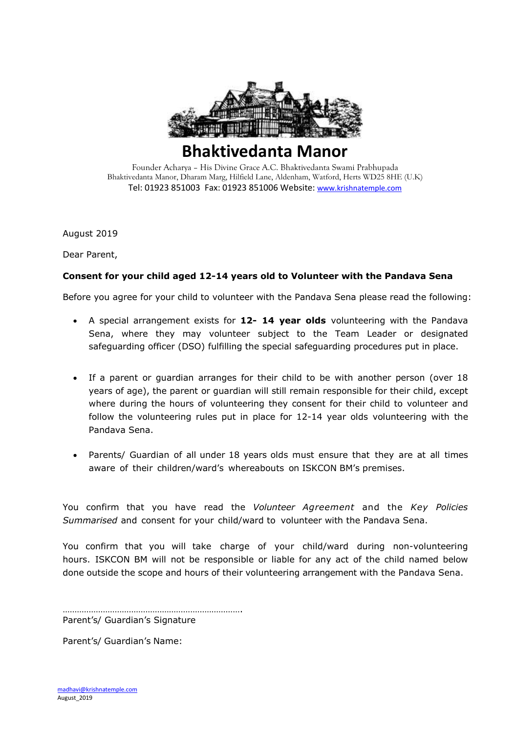# Bhaktivedanta Manor

Founder Acharya – His Divine Grace A.C. Bhaktivedanta Swami Prabhupada
Bhaktivedanta Manor, Dharam Marg, Hilfield Lane, Aldenham, Watford, Herts WD25 8HE (U.K)
Tel: 01923 851003 Fax: 01923 851006 Website: www.krishnatemple.com

August 2019

Dear Parent,

**Consent for your child aged 12-14 years old to Volunteer with the Pandava Sena**

Before you agree for your child to volunteer with the Pandava Sena please read the following:

- A special arrangement exists for **12- 14 year olds** volunteering with the Pandava Sena, where they may volunteer subject to the Team Leader or designated safeguarding officer (DSO) fulfilling the special safeguarding procedures put in place.

- If a parent or guardian arranges for their child to be with another person (over 18 years of age), the parent or guardian will still remain responsible for their child, except where during the hours of volunteering they consent for their child to volunteer and follow the volunteering rules put in place for 12-14 year olds volunteering with the Pandava Sena.

- Parents/ Guardian of all under 18 years olds must ensure that they are at all times aware of their children/ward's whereabouts on ISKCON BM's premises.

You confirm that you have read the *Volunteer Agreement* and the *Key Policies Summarised* and consent for your child/ward to volunteer with the Pandava Sena.

You confirm that you will take charge of your child/ward during non-volunteering hours. ISKCON BM will not be responsible or liable for any act of the child named below done outside the scope and hours of their volunteering arrangement with the Pandava Sena.

…………………………………………………………………….
Parent's/ Guardian's Signature

Parent's/ Guardian's Name:

madhavi@krishnatemple.com
August_2019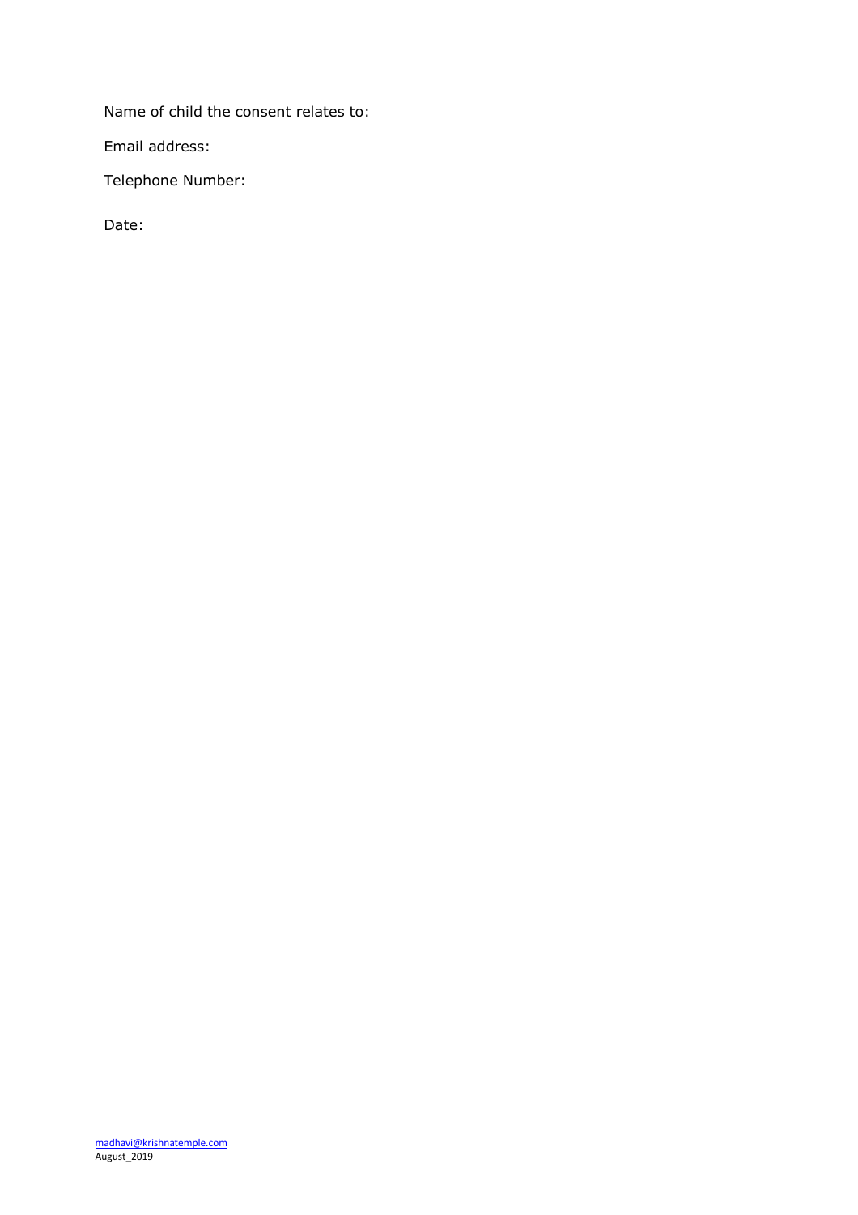Name of child the consent relates to:

Email address:

Telephone Number:

Date:

madhavi@krishnatemple.com
August_2019